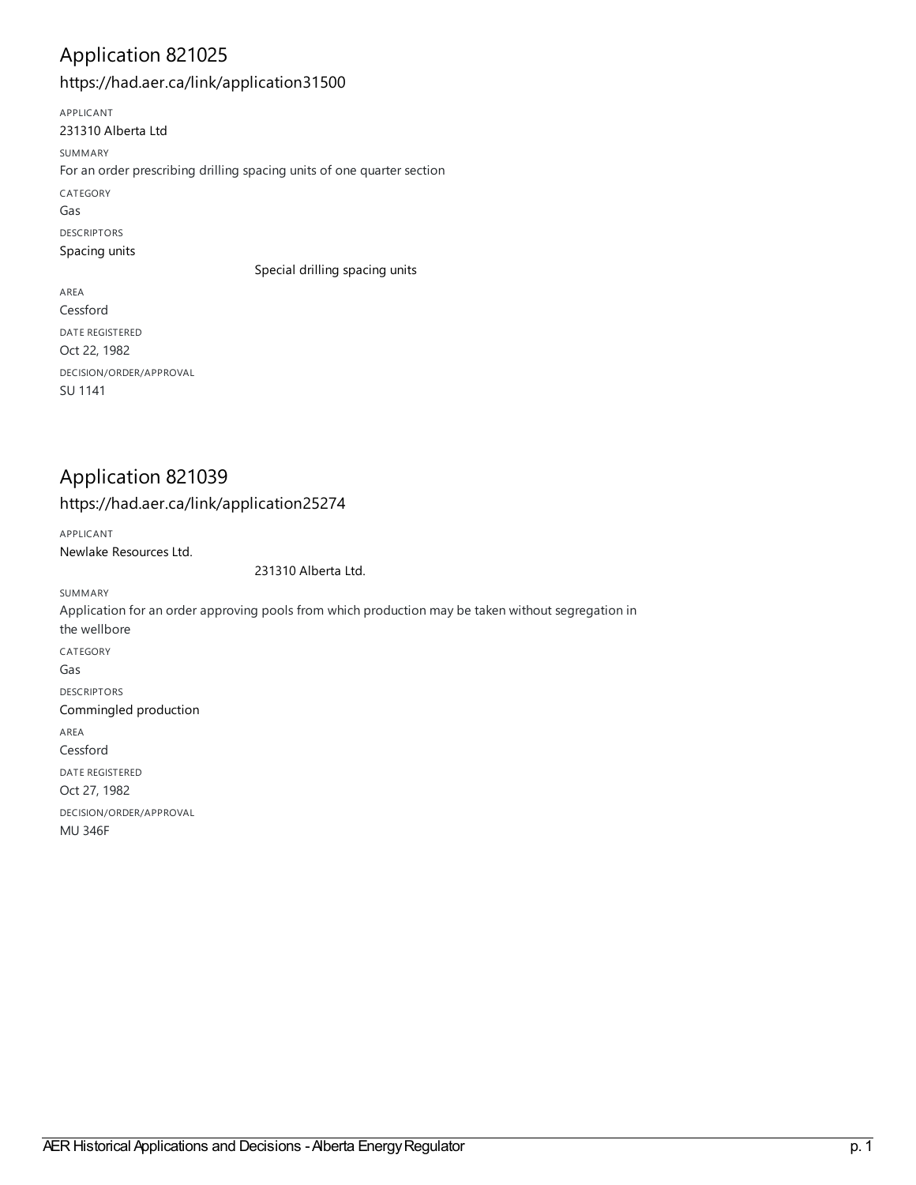## Application 821025

### https://had.aer.ca/link/application31500

APPLICANT

231310 Alberta Ltd

SUMMARY

For an order prescribing drilling spacing units of one quarter section

CATEGORY

Gas

DESCRIPTORS

Spacing units

Special drilling spacing units

AREA

Cessford

DATE REGISTERED

Oct 22, 1982

DECISION/ORDER/APPROVAL

SU 1141

## Application 821039

### https://had.aer.ca/link/application25274

APPLICANT

Newlake Resources Ltd.

231310 Alberta Ltd.

SUMMARY

Application for an order approving pools from which production may be taken without segregation in the wellbore

CATEGORY

Gas

DESCRIPTORS

Commingled production

AREA

Cessford

DATE REGISTERED

Oct 27, 1982

DECISION/ORDER/APPROVAL

MU 346F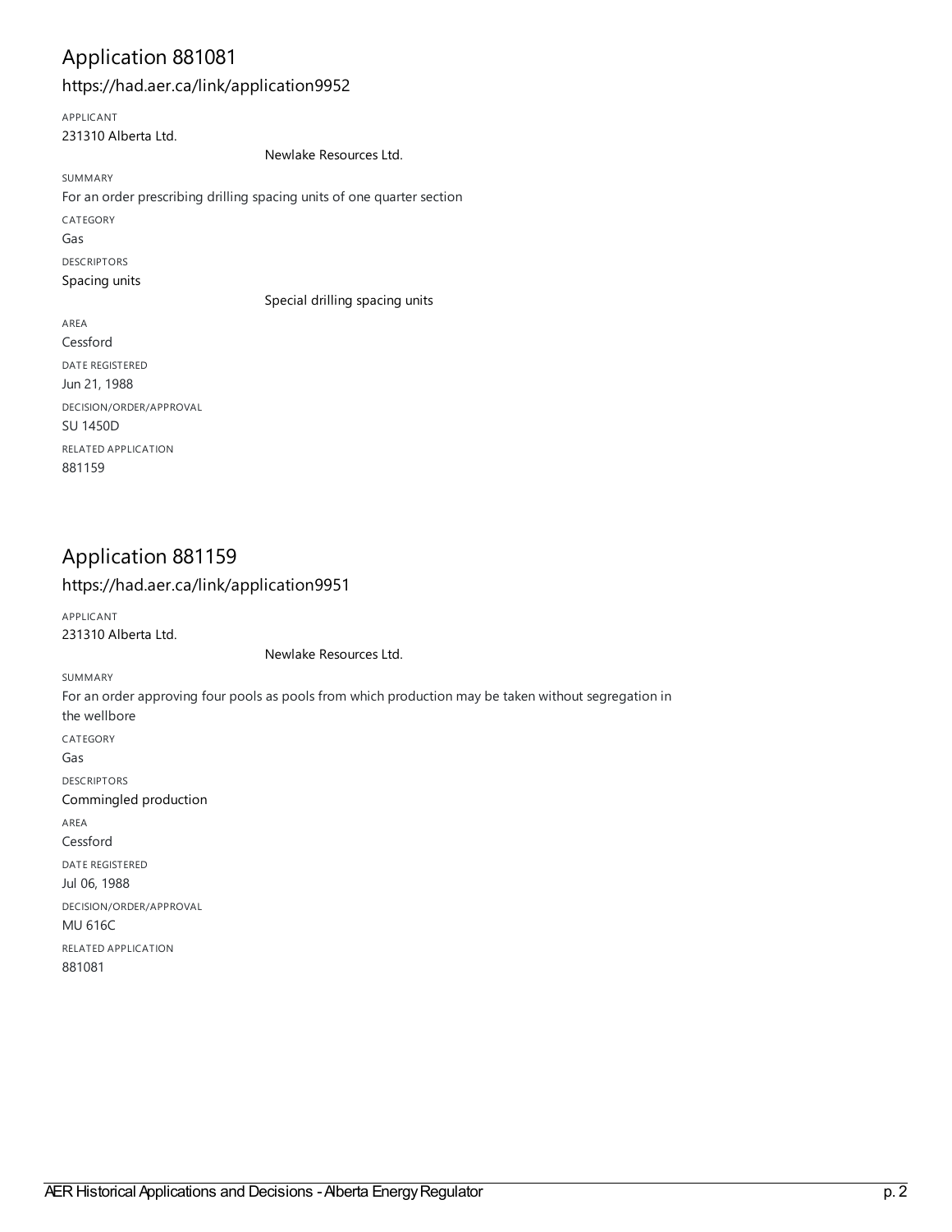## Application 881081

### https://had.aer.ca/link/application9952

APPLICANT

231310 Alberta Ltd.

Newlake Resources Ltd.

SUMMARY

For an order prescribing drilling spacing units of one quarter section

CATEGORY

Gas

DESCRIPTORS

Spacing units

Special drilling spacing units

AREA

Cessford

DATE REGISTERED

Jun 21, 1988

DECISION/ORDER/APPROVAL

SU 1450D

RELATED APPLICATION

881159

## Application 881159

### https://had.aer.ca/link/application9951

APPLICANT

231310 Alberta Ltd.

Newlake Resources Ltd.

SUMMARY

For an order approving four pools as pools from which production may be taken without segregation in the wellbore

CATEGORY

Gas

DESCRIPTORS

Commingled production

AREA

Cessford

DATE REGISTERED

Jul 06, 1988

DECISION/ORDER/APPROVAL

MU 616C

RELATED APPLICATION

881081